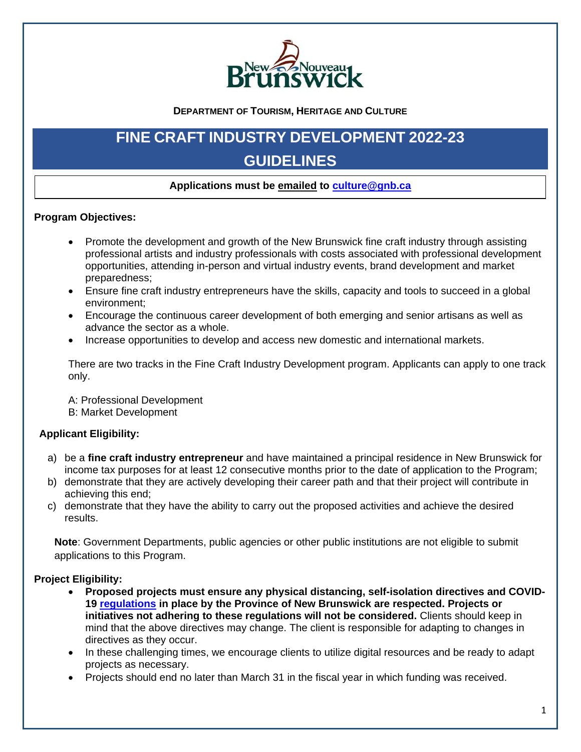**DEPARTMENT OF TOURISM, HERITAGE AND CULTURE**

# FINE CRAFT INDUSTRY DEVELOPMENT 2022-23 GUIDELINES

**Applications must be emailed to culture@gnb.ca**

## Program Objectives:

- Promote the development and growth of the New Brunswick fine craft industry through assisting professional artists and industry professionals with costs associated with professional development opportunities, attending in-person and virtual industry events, brand development and market preparedness;
- Ensure fine craft industry entrepreneurs have the skills, capacity and tools to succeed in a global environment;
- Encourage the continuous career development of both emerging and senior artisans as well as advance the sector as a whole.
- Increase opportunities to develop and access new domestic and international markets.

There are two tracks in the Fine Craft Industry Development program. Applicants can apply to one track only.

A: Professional Development
B: Market Development

## Applicant Eligibility:

a) be a **fine craft industry entrepreneur** and have maintained a principal residence in New Brunswick for income tax purposes for at least 12 consecutive months prior to the date of application to the Program;
b) demonstrate that they are actively developing their career path and that their project will contribute in achieving this end;
c) demonstrate that they have the ability to carry out the proposed activities and achieve the desired results.

**Note**: Government Departments, public agencies or other public institutions are not eligible to submit applications to this Program.

## Project Eligibility:

- **Proposed projects must ensure any physical distancing, self-isolation directives and COVID-19 regulations in place by the Province of New Brunswick are respected. Projects or initiatives not adhering to these regulations will not be considered.** Clients should keep in mind that the above directives may change. The client is responsible for adapting to changes in directives as they occur.
- In these challenging times, we encourage clients to utilize digital resources and be ready to adapt projects as necessary.
- Projects should end no later than March 31 in the fiscal year in which funding was received.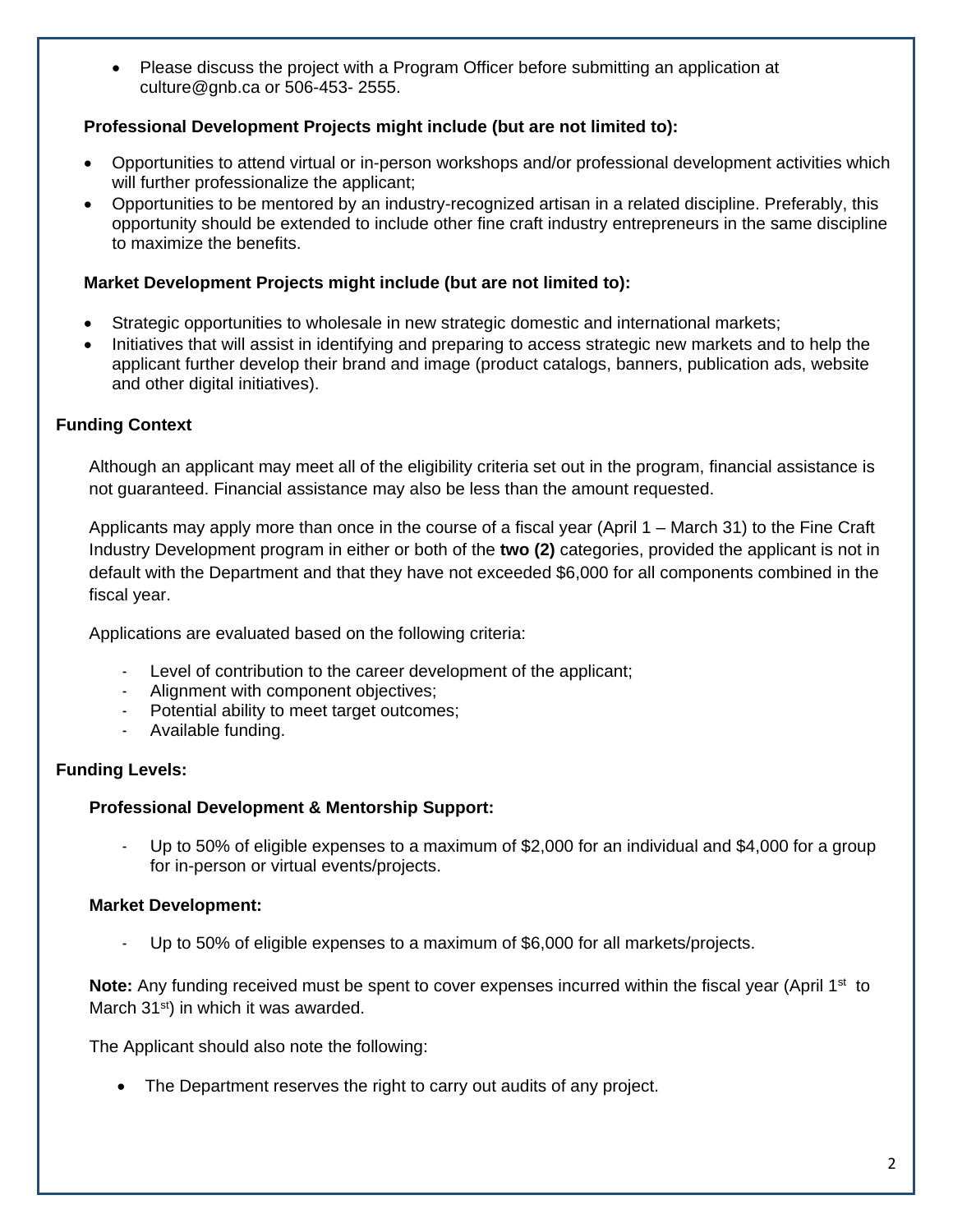- Please discuss the project with a Program Officer before submitting an application at culture@gnb.ca or 506-453- 2555.

**Professional Development Projects might include (but are not limited to):**

- Opportunities to attend virtual or in-person workshops and/or professional development activities which will further professionalize the applicant;
- Opportunities to be mentored by an industry-recognized artisan in a related discipline. Preferably, this opportunity should be extended to include other fine craft industry entrepreneurs in the same discipline to maximize the benefits.

**Market Development Projects might include (but are not limited to):**

- Strategic opportunities to wholesale in new strategic domestic and international markets;
- Initiatives that will assist in identifying and preparing to access strategic new markets and to help the applicant further develop their brand and image (product catalogs, banners, publication ads, website and other digital initiatives).

## Funding Context

Although an applicant may meet all of the eligibility criteria set out in the program, financial assistance is not guaranteed. Financial assistance may also be less than the amount requested.

Applicants may apply more than once in the course of a fiscal year (April 1 – March 31) to the Fine Craft Industry Development program in either or both of the **two (2)** categories, provided the applicant is not in default with the Department and that they have not exceeded $6,000 for all components combined in the fiscal year.

Applications are evaluated based on the following criteria:

- Level of contribution to the career development of the applicant;
- Alignment with component objectives;
- Potential ability to meet target outcomes;
- Available funding.

## Funding Levels:

**Professional Development & Mentorship Support:**

- Up to 50% of eligible expenses to a maximum of $2,000 for an individual and $4,000 for a group for in-person or virtual events/projects.

**Market Development:**

- Up to 50% of eligible expenses to a maximum of $6,000 for all markets/projects.

**Note:** Any funding received must be spent to cover expenses incurred within the fiscal year (April 1st to March 31st) in which it was awarded.

The Applicant should also note the following:

- The Department reserves the right to carry out audits of any project.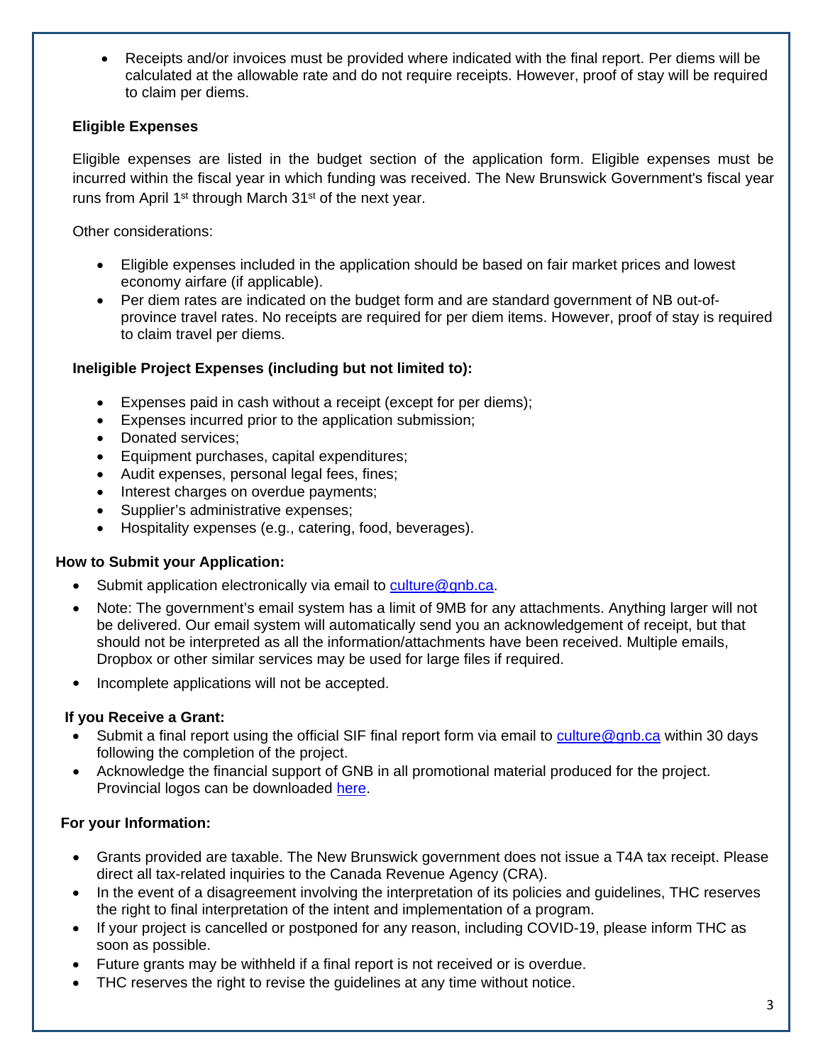- Receipts and/or invoices must be provided where indicated with the final report. Per diems will be calculated at the allowable rate and do not require receipts. However, proof of stay will be required to claim per diems.

**Eligible Expenses**

Eligible expenses are listed in the budget section of the application form. Eligible expenses must be incurred within the fiscal year in which funding was received. The New Brunswick Government's fiscal year runs from April 1st through March 31st of the next year.

Other considerations:

- Eligible expenses included in the application should be based on fair market prices and lowest economy airfare (if applicable).
- Per diem rates are indicated on the budget form and are standard government of NB out-of-province travel rates. No receipts are required for per diem items. However, proof of stay is required to claim travel per diems.

**Ineligible Project Expenses (including but not limited to):**

- Expenses paid in cash without a receipt (except for per diems);
- Expenses incurred prior to the application submission;
- Donated services;
- Equipment purchases, capital expenditures;
- Audit expenses, personal legal fees, fines;
- Interest charges on overdue payments;
- Supplier's administrative expenses;
- Hospitality expenses (e.g., catering, food, beverages).

**How to Submit your Application:**

- Submit application electronically via email to [culture@gnb.ca](mailto:culture@gnb.ca).
- Note: The government's email system has a limit of 9MB for any attachments. Anything larger will not be delivered. Our email system will automatically send you an acknowledgement of receipt, but that should not be interpreted as all the information/attachments have been received. Multiple emails, Dropbox or other similar services may be used for large files if required.
- Incomplete applications will not be accepted.

**If you Receive a Grant:**

- Submit a final report using the official SIF final report form via email to [culture@gnb.ca](mailto:culture@gnb.ca) within 30 days following the completion of the project.
- Acknowledge the financial support of GNB in all promotional material produced for the project. Provincial logos can be downloaded here.

**For your Information:**

- Grants provided are taxable. The New Brunswick government does not issue a T4A tax receipt. Please direct all tax-related inquiries to the Canada Revenue Agency (CRA).
- In the event of a disagreement involving the interpretation of its policies and guidelines, THC reserves the right to final interpretation of the intent and implementation of a program.
- If your project is cancelled or postponed for any reason, including COVID-19, please inform THC as soon as possible.
- Future grants may be withheld if a final report is not received or is overdue.
- THC reserves the right to revise the guidelines at any time without notice.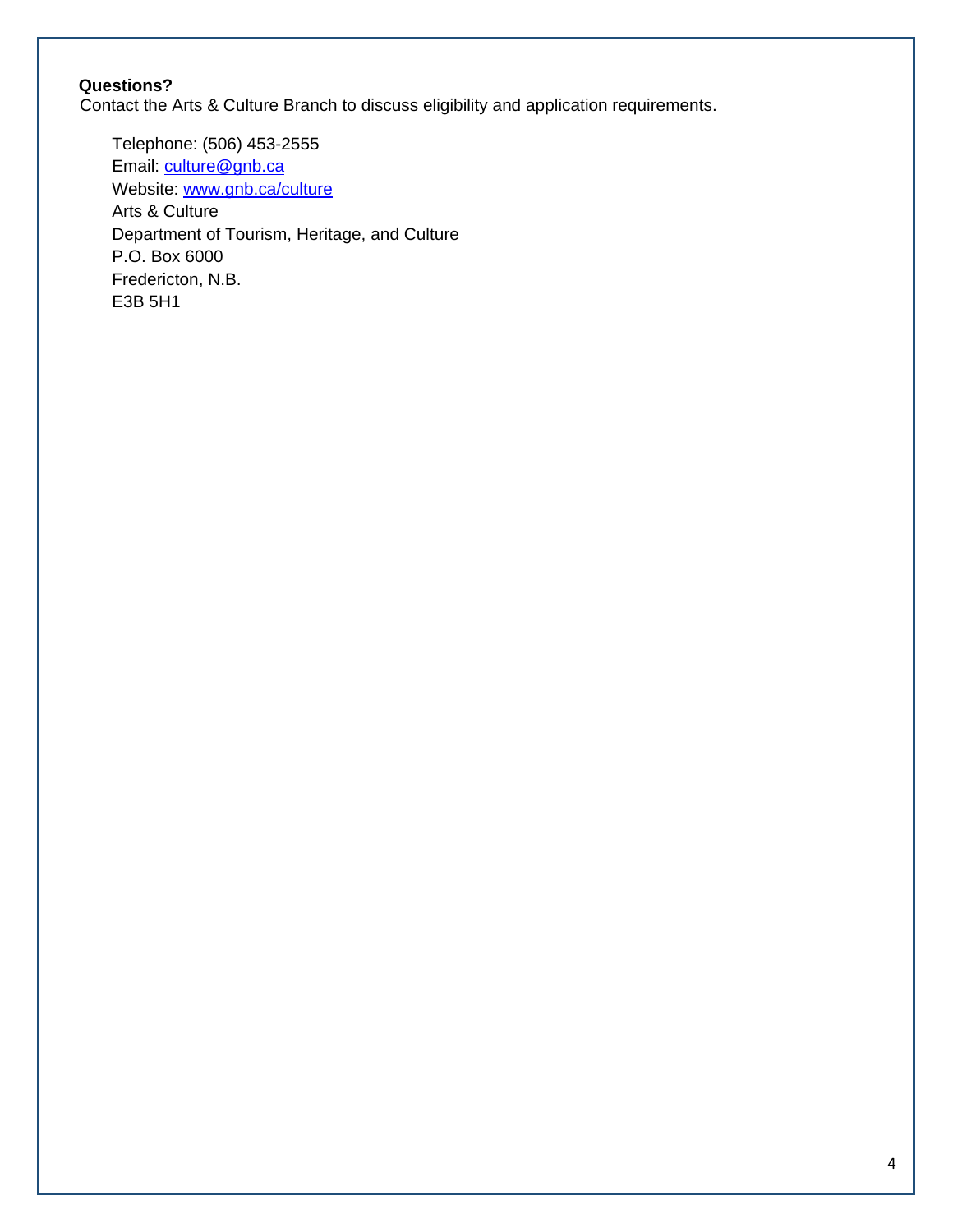**Questions?**

Contact the Arts & Culture Branch to discuss eligibility and application requirements.

Telephone: (506) 453-2555
Email: culture@gnb.ca
Website: www.gnb.ca/culture
Arts & Culture
Department of Tourism, Heritage, and Culture
P.O. Box 6000
Fredericton, N.B.
E3B 5H1